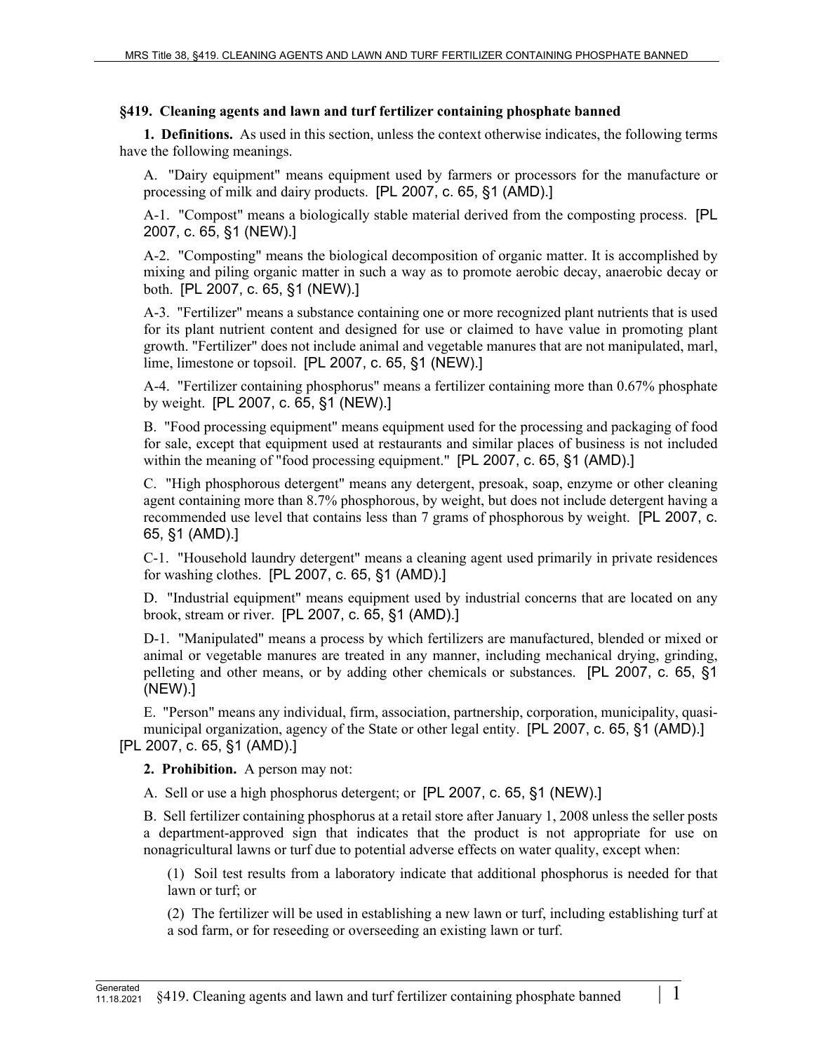## §419. Cleaning agents and lawn and turf fertilizer containing phosphate banned

**1. Definitions.** As used in this section, unless the context otherwise indicates, the following terms have the following meanings.

A. "Dairy equipment" means equipment used by farmers or processors for the manufacture or processing of milk and dairy products. [PL 2007, c. 65, §1 (AMD).]

A-1. "Compost" means a biologically stable material derived from the composting process. [PL 2007, c. 65, §1 (NEW).]

A-2. "Composting" means the biological decomposition of organic matter. It is accomplished by mixing and piling organic matter in such a way as to promote aerobic decay, anaerobic decay or both. [PL 2007, c. 65, §1 (NEW).]

A-3. "Fertilizer" means a substance containing one or more recognized plant nutrients that is used for its plant nutrient content and designed for use or claimed to have value in promoting plant growth. "Fertilizer" does not include animal and vegetable manures that are not manipulated, marl, lime, limestone or topsoil. [PL 2007, c. 65, §1 (NEW).]

A-4. "Fertilizer containing phosphorus" means a fertilizer containing more than 0.67% phosphate by weight. [PL 2007, c. 65, §1 (NEW).]

B. "Food processing equipment" means equipment used for the processing and packaging of food for sale, except that equipment used at restaurants and similar places of business is not included within the meaning of "food processing equipment." [PL 2007, c. 65, §1 (AMD).]

C. "High phosphorous detergent" means any detergent, presoak, soap, enzyme or other cleaning agent containing more than 8.7% phosphorous, by weight, but does not include detergent having a recommended use level that contains less than 7 grams of phosphorous by weight. [PL 2007, c. 65, §1 (AMD).]

C-1. "Household laundry detergent" means a cleaning agent used primarily in private residences for washing clothes. [PL 2007, c. 65, §1 (AMD).]

D. "Industrial equipment" means equipment used by industrial concerns that are located on any brook, stream or river. [PL 2007, c. 65, §1 (AMD).]

D-1. "Manipulated" means a process by which fertilizers are manufactured, blended or mixed or animal or vegetable manures are treated in any manner, including mechanical drying, grinding, pelleting and other means, or by adding other chemicals or substances. [PL 2007, c. 65, §1 (NEW).]

E. "Person" means any individual, firm, association, partnership, corporation, municipality, quasi-municipal organization, agency of the State or other legal entity. [PL 2007, c. 65, §1 (AMD).]

[PL 2007, c. 65, §1 (AMD).]

**2. Prohibition.** A person may not:

A. Sell or use a high phosphorus detergent; or [PL 2007, c. 65, §1 (NEW).]

B. Sell fertilizer containing phosphorus at a retail store after January 1, 2008 unless the seller posts a department-approved sign that indicates that the product is not appropriate for use on nonagricultural lawns or turf due to potential adverse effects on water quality, except when:

(1) Soil test results from a laboratory indicate that additional phosphorus is needed for that lawn or turf; or

(2) The fertilizer will be used in establishing a new lawn or turf, including establishing turf at a sod farm, or for reseeding or overseeding an existing lawn or turf.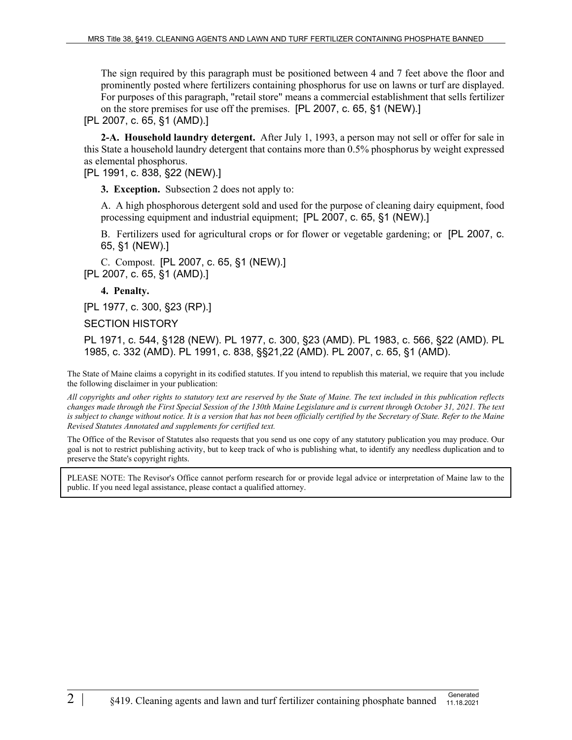The sign required by this paragraph must be positioned between 4 and 7 feet above the floor and prominently posted where fertilizers containing phosphorus for use on lawns or turf are displayed. For purposes of this paragraph, "retail store" means a commercial establishment that sells fertilizer on the store premises for use off the premises. [PL 2007, c. 65, §1 (NEW).]

[PL 2007, c. 65, §1 (AMD).]

**2-A. Household laundry detergent.** After July 1, 1993, a person may not sell or offer for sale in this State a household laundry detergent that contains more than 0.5% phosphorus by weight expressed as elemental phosphorus.

[PL 1991, c. 838, §22 (NEW).]

**3. Exception.** Subsection 2 does not apply to:

A. A high phosphorous detergent sold and used for the purpose of cleaning dairy equipment, food processing equipment and industrial equipment; [PL 2007, c. 65, §1 (NEW).]

B. Fertilizers used for agricultural crops or for flower or vegetable gardening; or [PL 2007, c. 65, §1 (NEW).]

C. Compost. [PL 2007, c. 65, §1 (NEW).]

[PL 2007, c. 65, §1 (AMD).]

**4. Penalty.**

[PL 1977, c. 300, §23 (RP).]

SECTION HISTORY

PL 1971, c. 544, §128 (NEW). PL 1977, c. 300, §23 (AMD). PL 1983, c. 566, §22 (AMD). PL 1985, c. 332 (AMD). PL 1991, c. 838, §§21,22 (AMD). PL 2007, c. 65, §1 (AMD).

The State of Maine claims a copyright in its codified statutes. If you intend to republish this material, we require that you include the following disclaimer in your publication:

*All copyrights and other rights to statutory text are reserved by the State of Maine. The text included in this publication reflects changes made through the First Special Session of the 130th Maine Legislature and is current through October 31, 2021. The text is subject to change without notice. It is a version that has not been officially certified by the Secretary of State. Refer to the Maine Revised Statutes Annotated and supplements for certified text.*

The Office of the Revisor of Statutes also requests that you send us one copy of any statutory publication you may produce. Our goal is not to restrict publishing activity, but to keep track of who is publishing what, to identify any needless duplication and to preserve the State's copyright rights.

PLEASE NOTE: The Revisor's Office cannot perform research for or provide legal advice or interpretation of Maine law to the public. If you need legal assistance, please contact a qualified attorney.